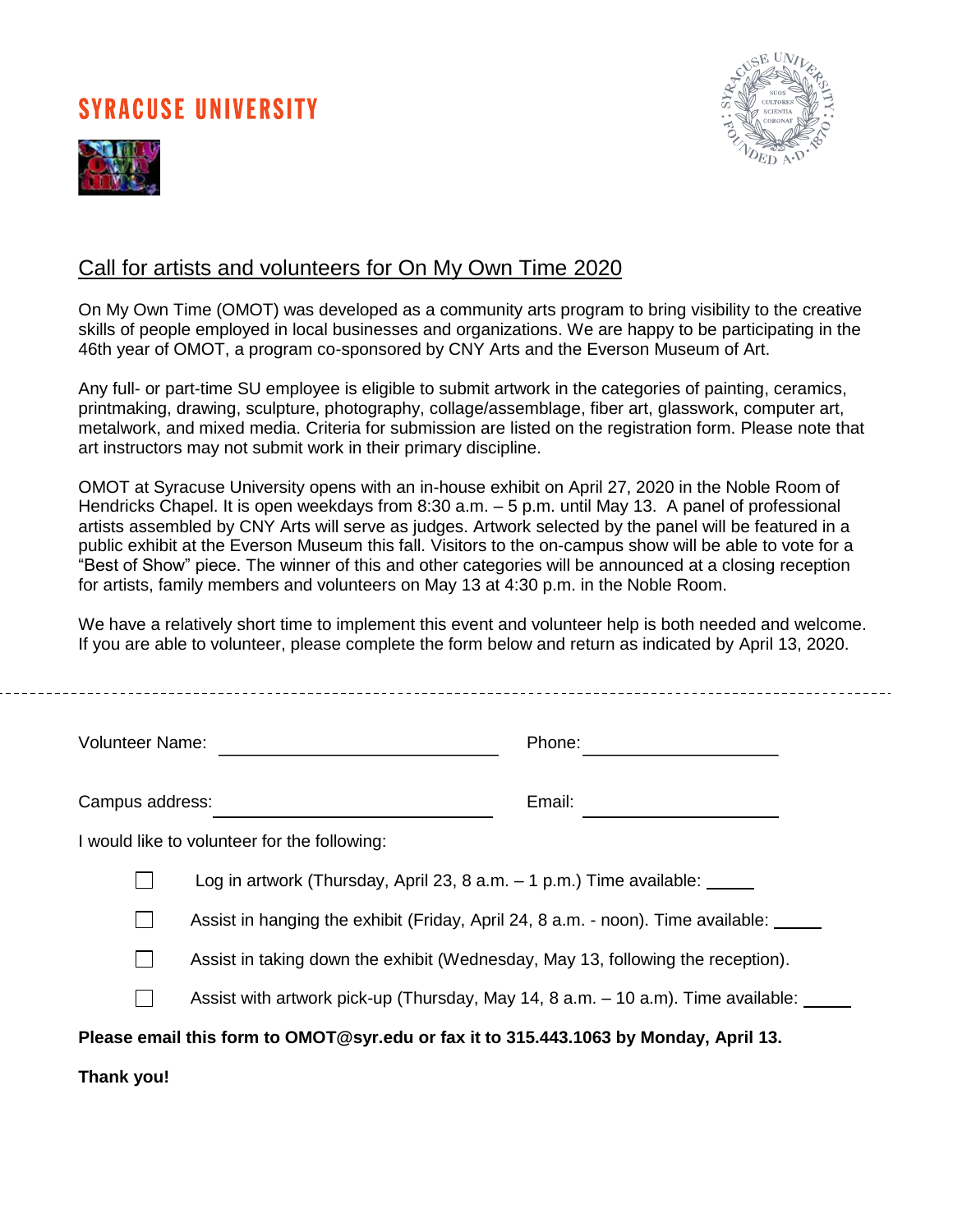# SYRACUSE UNIVERSITY

## Call for artists and volunteers for On My Own Time 2020

On My Own Time (OMOT) was developed as a community arts program to bring visibility to the creative skills of people employed in local businesses and organizations. We are happy to be participating in the 46th year of OMOT, a program co-sponsored by CNY Arts and the Everson Museum of Art.

Any full- or part-time SU employee is eligible to submit artwork in the categories of painting, ceramics, printmaking, drawing, sculpture, photography, collage/assemblage, fiber art, glasswork, computer art, metalwork, and mixed media. Criteria for submission are listed on the registration form. Please note that art instructors may not submit work in their primary discipline.

OMOT at Syracuse University opens with an in-house exhibit on April 27, 2020 in the Noble Room of Hendricks Chapel. It is open weekdays from 8:30 a.m. – 5 p.m. until May 13. A panel of professional artists assembled by CNY Arts will serve as judges. Artwork selected by the panel will be featured in a public exhibit at the Everson Museum this fall. Visitors to the on-campus show will be able to vote for a "Best of Show" piece. The winner of this and other categories will be announced at a closing reception for artists, family members and volunteers on May 13 at 4:30 p.m. in the Noble Room.

We have a relatively short time to implement this event and volunteer help is both needed and welcome. If you are able to volunteer, please complete the form below and return as indicated by April 13, 2020.

---

Volunteer Name: ______________________________ Phone: ____________________

Campus address: ______________________________ Email: ____________________

I would like to volunteer for the following:

- ☐ Log in artwork (Thursday, April 23, 8 a.m. – 1 p.m.) Time available: _____
- ☐ Assist in hanging the exhibit (Friday, April 24, 8 a.m. - noon). Time available: _____
- ☐ Assist in taking down the exhibit (Wednesday, May 13, following the reception).
- ☐ Assist with artwork pick-up (Thursday, May 14, 8 a.m. – 10 a.m). Time available: _____

**Please email this form to OMOT@syr.edu or fax it to 315.443.1063 by Monday, April 13.**

**Thank you!**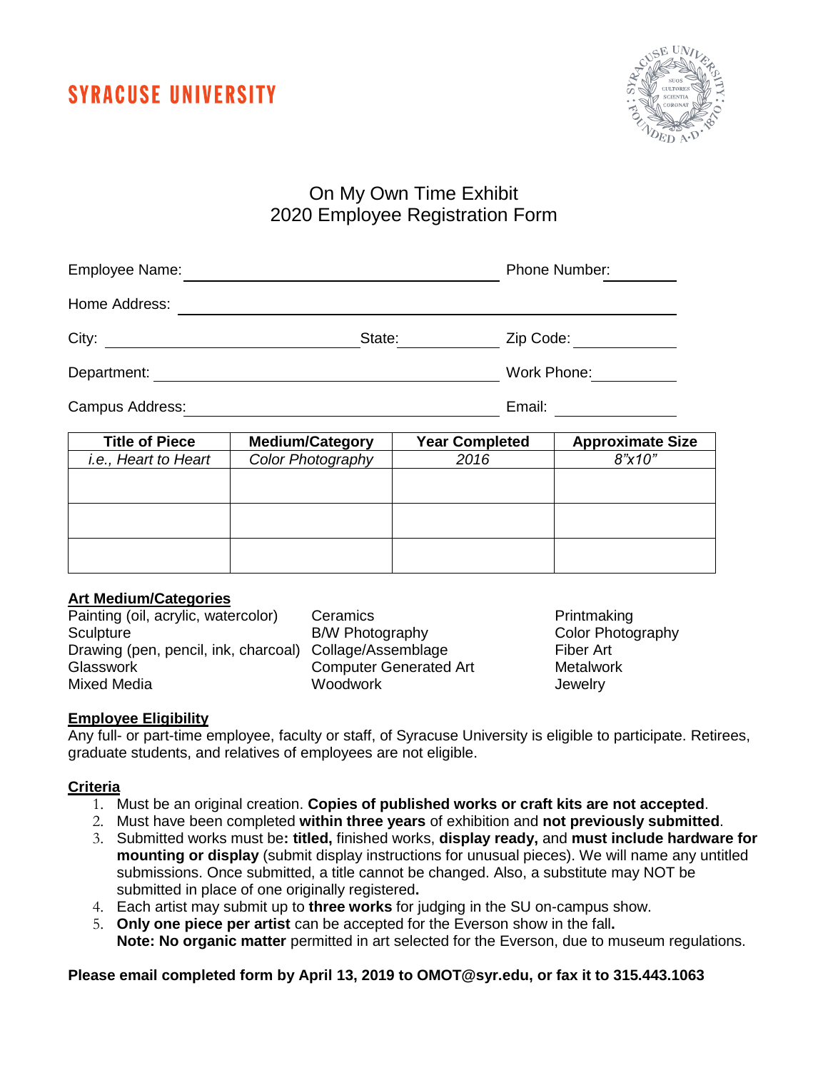SYRACUSE UNIVERSITY

# On My Own Time Exhibit
# 2020 Employee Registration Form

Employee Name: ______________________________ Phone Number: __________

Home Address: ______________________________________________

City: ____________________ State: __________ Zip Code: __________

Department: ______________________________ Work Phone: __________

Campus Address: ______________________________ Email: __________

| Title of Piece | Medium/Category | Year Completed | Approximate Size |
|---|---|---|---|
| *i.e., Heart to Heart* | *Color Photography* | *2016* | *8"x10"* |
| | | | |
| | | | |
| | | | |

## Art Medium/Categories

- Painting (oil, acrylic, watercolor)
- Sculpture
- Drawing (pen, pencil, ink, charcoal)
- Glasswork
- Mixed Media
- Ceramics
- B/W Photography
- Collage/Assemblage
- Computer Generated Art
- Woodwork
- Printmaking
- Color Photography
- Fiber Art
- Metalwork
- Jewelry

## Employee Eligibility

Any full- or part-time employee, faculty or staff, of Syracuse University is eligible to participate. Retirees, graduate students, and relatives of employees are not eligible.

## Criteria

1. Must be an original creation. **Copies of published works or craft kits are not accepted**.
2. Must have been completed **within three years** of exhibition and **not previously submitted**.
3. Submitted works must be**: titled,** finished works, **display ready,** and **must include hardware for mounting or display** (submit display instructions for unusual pieces). We will name any untitled submissions. Once submitted, a title cannot be changed. Also, a substitute may NOT be submitted in place of one originally registered**.**
4. Each artist may submit up to **three works** for judging in the SU on-campus show.
5. **Only one piece per artist** can be accepted for the Everson show in the fall**.**
   **Note: No organic matter** permitted in art selected for the Everson, due to museum regulations.

**Please email completed form by April 13, 2019 to OMOT@syr.edu, or fax it to 315.443.1063**